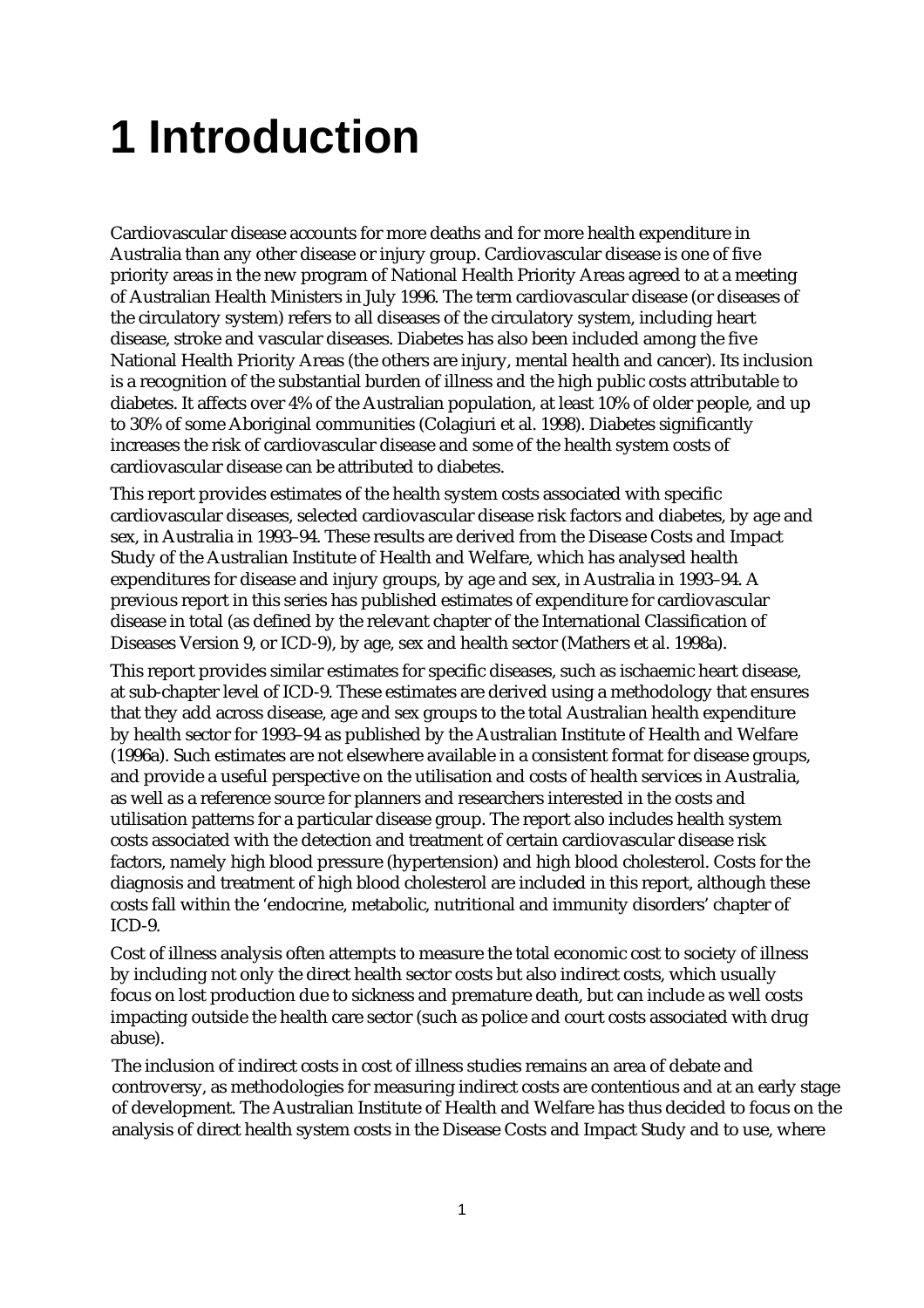# 1 Introduction

Cardiovascular disease accounts for more deaths and for more health expenditure in Australia than any other disease or injury group. Cardiovascular disease is one of five priority areas in the new program of National Health Priority Areas agreed to at a meeting of Australian Health Ministers in July 1996. The term cardiovascular disease (or diseases of the circulatory system) refers to all diseases of the circulatory system, including heart disease, stroke and vascular diseases. Diabetes has also been included among the five National Health Priority Areas (the others are injury, mental health and cancer). Its inclusion is a recognition of the substantial burden of illness and the high public costs attributable to diabetes. It affects over 4% of the Australian population, at least 10% of older people, and up to 30% of some Aboriginal communities (Colagiuri et al. 1998). Diabetes significantly increases the risk of cardiovascular disease and some of the health system costs of cardiovascular disease can be attributed to diabetes.

This report provides estimates of the health system costs associated with specific cardiovascular diseases, selected cardiovascular disease risk factors and diabetes, by age and sex, in Australia in 1993–94. These results are derived from the Disease Costs and Impact Study of the Australian Institute of Health and Welfare, which has analysed health expenditures for disease and injury groups, by age and sex, in Australia in 1993–94. A previous report in this series has published estimates of expenditure for cardiovascular disease in total (as defined by the relevant chapter of the International Classification of Diseases Version 9, or ICD-9), by age, sex and health sector (Mathers et al. 1998a).

This report provides similar estimates for specific diseases, such as ischaemic heart disease, at sub-chapter level of ICD-9. These estimates are derived using a methodology that ensures that they add across disease, age and sex groups to the total Australian health expenditure by health sector for 1993–94 as published by the Australian Institute of Health and Welfare (1996a). Such estimates are not elsewhere available in a consistent format for disease groups, and provide a useful perspective on the utilisation and costs of health services in Australia, as well as a reference source for planners and researchers interested in the costs and utilisation patterns for a particular disease group. The report also includes health system costs associated with the detection and treatment of certain cardiovascular disease risk factors, namely high blood pressure (hypertension) and high blood cholesterol. Costs for the diagnosis and treatment of high blood cholesterol are included in this report, although these costs fall within the 'endocrine, metabolic, nutritional and immunity disorders' chapter of ICD-9.

Cost of illness analysis often attempts to measure the total economic cost to society of illness by including not only the direct health sector costs but also indirect costs, which usually focus on lost production due to sickness and premature death, but can include as well costs impacting outside the health care sector (such as police and court costs associated with drug abuse).

The inclusion of indirect costs in cost of illness studies remains an area of debate and controversy, as methodologies for measuring indirect costs are contentious and at an early stage of development. The Australian Institute of Health and Welfare has thus decided to focus on the analysis of direct health system costs in the Disease Costs and Impact Study and to use, where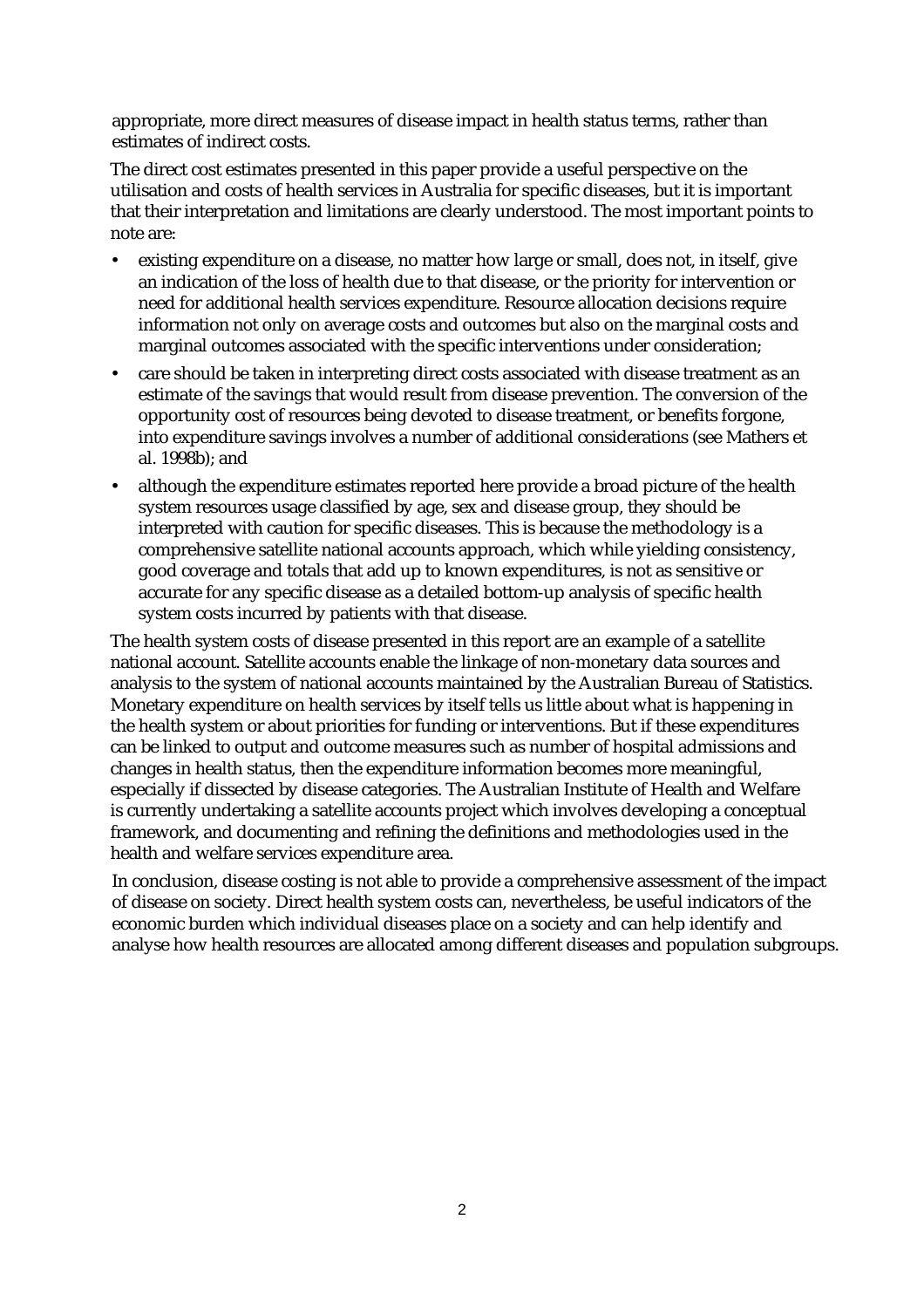appropriate, more direct measures of disease impact in health status terms, rather than estimates of indirect costs.

The direct cost estimates presented in this paper provide a useful perspective on the utilisation and costs of health services in Australia for specific diseases, but it is important that their interpretation and limitations are clearly understood. The most important points to note are:

- existing expenditure on a disease, no matter how large or small, does not, in itself, give an indication of the loss of health due to that disease, or the priority for intervention or need for additional health services expenditure. Resource allocation decisions require information not only on average costs and outcomes but also on the marginal costs and marginal outcomes associated with the specific interventions under consideration;
- care should be taken in interpreting direct costs associated with disease treatment as an estimate of the savings that would result from disease prevention. The conversion of the opportunity cost of resources being devoted to disease treatment, or benefits forgone, into expenditure savings involves a number of additional considerations (see Mathers et al. 1998b); and
- although the expenditure estimates reported here provide a broad picture of the health system resources usage classified by age, sex and disease group, they should be interpreted with caution for specific diseases. This is because the methodology is a comprehensive satellite national accounts approach, which while yielding consistency, good coverage and totals that add up to known expenditures, is not as sensitive or accurate for any specific disease as a detailed bottom-up analysis of specific health system costs incurred by patients with that disease.

The health system costs of disease presented in this report are an example of a satellite national account. Satellite accounts enable the linkage of non-monetary data sources and analysis to the system of national accounts maintained by the Australian Bureau of Statistics. Monetary expenditure on health services by itself tells us little about what is happening in the health system or about priorities for funding or interventions. But if these expenditures can be linked to output and outcome measures such as number of hospital admissions and changes in health status, then the expenditure information becomes more meaningful, especially if dissected by disease categories. The Australian Institute of Health and Welfare is currently undertaking a satellite accounts project which involves developing a conceptual framework, and documenting and refining the definitions and methodologies used in the health and welfare services expenditure area.

In conclusion, disease costing is not able to provide a comprehensive assessment of the impact of disease on society. Direct health system costs can, nevertheless, be useful indicators of the economic burden which individual diseases place on a society and can help identify and analyse how health resources are allocated among different diseases and population subgroups.